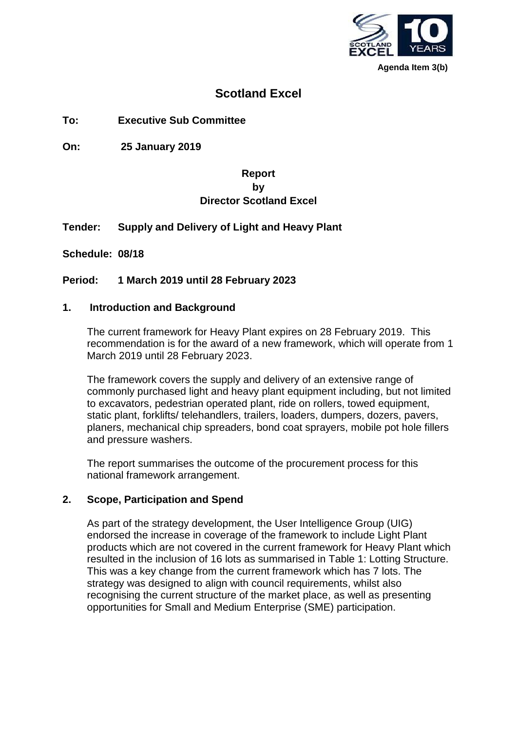Agenda Item 3(b)

# Scotland Excel

**To:** **Executive Sub Committee**

**On:** **25 January 2019**

**Report**
**by**
**Director Scotland Excel**

**Tender:** **Supply and Delivery of Light and Heavy Plant**

**Schedule:** **08/18**

**Period:** **1 March 2019 until 28 February 2023**

## 1. Introduction and Background

The current framework for Heavy Plant expires on 28 February 2019. This recommendation is for the award of a new framework, which will operate from 1 March 2019 until 28 February 2023.

The framework covers the supply and delivery of an extensive range of commonly purchased light and heavy plant equipment including, but not limited to excavators, pedestrian operated plant, ride on rollers, towed equipment, static plant, forklifts/ telehandlers, trailers, loaders, dumpers, dozers, pavers, planers, mechanical chip spreaders, bond coat sprayers, mobile pot hole fillers and pressure washers.

The report summarises the outcome of the procurement process for this national framework arrangement.

## 2. Scope, Participation and Spend

As part of the strategy development, the User Intelligence Group (UIG) endorsed the increase in coverage of the framework to include Light Plant products which are not covered in the current framework for Heavy Plant which resulted in the inclusion of 16 lots as summarised in Table 1: Lotting Structure. This was a key change from the current framework which has 7 lots. The strategy was designed to align with council requirements, whilst also recognising the current structure of the market place, as well as presenting opportunities for Small and Medium Enterprise (SME) participation.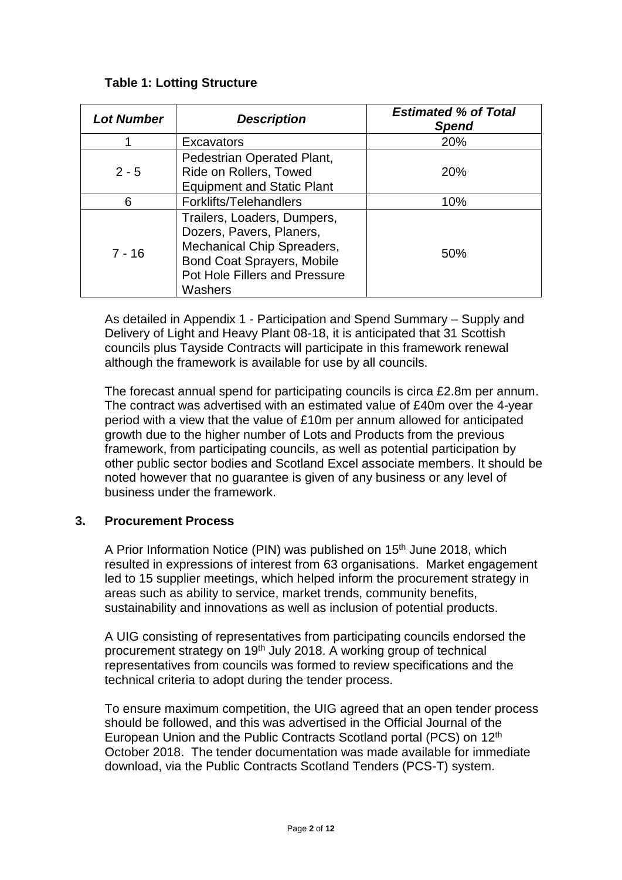**Table 1: Lotting Structure**

| *Lot Number* | *Description* | *Estimated % of Total Spend* |
|---|---|---|
| 1 | Excavators | 20% |
| 2 - 5 | Pedestrian Operated Plant, Ride on Rollers, Towed Equipment and Static Plant | 20% |
| 6 | Forklifts/Telehandlers | 10% |
| 7 - 16 | Trailers, Loaders, Dumpers, Dozers, Pavers, Planers, Mechanical Chip Spreaders, Bond Coat Sprayers, Mobile Pot Hole Fillers and Pressure Washers | 50% |

As detailed in Appendix 1 - Participation and Spend Summary – Supply and Delivery of Light and Heavy Plant 08-18, it is anticipated that 31 Scottish councils plus Tayside Contracts will participate in this framework renewal although the framework is available for use by all councils.

The forecast annual spend for participating councils is circa £2.8m per annum. The contract was advertised with an estimated value of £40m over the 4-year period with a view that the value of £10m per annum allowed for anticipated growth due to the higher number of Lots and Products from the previous framework, from participating councils, as well as potential participation by other public sector bodies and Scotland Excel associate members. It should be noted however that no guarantee is given of any business or any level of business under the framework.

## 3. Procurement Process

A Prior Information Notice (PIN) was published on 15th June 2018, which resulted in expressions of interest from 63 organisations. Market engagement led to 15 supplier meetings, which helped inform the procurement strategy in areas such as ability to service, market trends, community benefits, sustainability and innovations as well as inclusion of potential products.

A UIG consisting of representatives from participating councils endorsed the procurement strategy on 19th July 2018. A working group of technical representatives from councils was formed to review specifications and the technical criteria to adopt during the tender process.

To ensure maximum competition, the UIG agreed that an open tender process should be followed, and this was advertised in the Official Journal of the European Union and the Public Contracts Scotland portal (PCS) on 12th October 2018. The tender documentation was made available for immediate download, via the Public Contracts Scotland Tenders (PCS-T) system.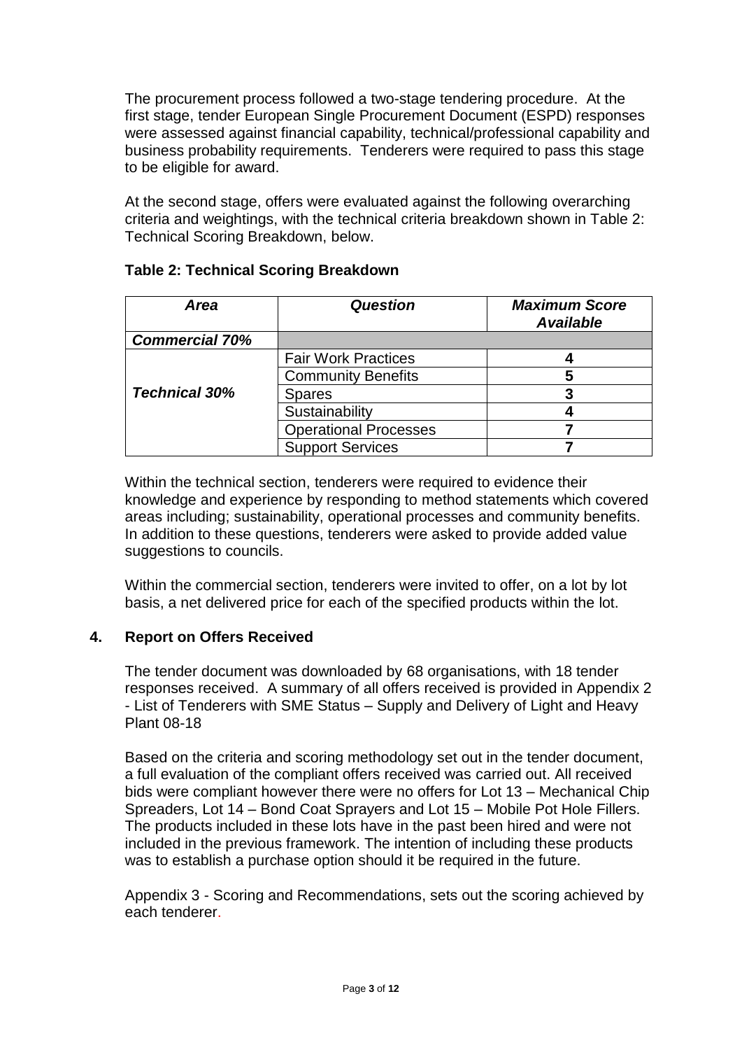The procurement process followed a two-stage tendering procedure. At the first stage, tender European Single Procurement Document (ESPD) responses were assessed against financial capability, technical/professional capability and business probability requirements. Tenderers were required to pass this stage to be eligible for award.

At the second stage, offers were evaluated against the following overarching criteria and weightings, with the technical criteria breakdown shown in Table 2: Technical Scoring Breakdown, below.

**Table 2: Technical Scoring Breakdown**

| ***Area*** | ***Question*** | ***Maximum Score Available*** |
|---|---|---|
| ***Commercial 70%*** | | |
| ***Technical 30%*** | Fair Work Practices | **4** |
| | Community Benefits | **5** |
| | Spares | **3** |
| | Sustainability | **4** |
| | Operational Processes | **7** |
| | Support Services | **7** |

Within the technical section, tenderers were required to evidence their knowledge and experience by responding to method statements which covered areas including; sustainability, operational processes and community benefits. In addition to these questions, tenderers were asked to provide added value suggestions to councils.

Within the commercial section, tenderers were invited to offer, on a lot by lot basis, a net delivered price for each of the specified products within the lot.

## 4. Report on Offers Received

The tender document was downloaded by 68 organisations, with 18 tender responses received. A summary of all offers received is provided in Appendix 2 - List of Tenderers with SME Status – Supply and Delivery of Light and Heavy Plant 08-18

Based on the criteria and scoring methodology set out in the tender document, a full evaluation of the compliant offers received was carried out. All received bids were compliant however there were no offers for Lot 13 – Mechanical Chip Spreaders, Lot 14 – Bond Coat Sprayers and Lot 15 – Mobile Pot Hole Fillers. The products included in these lots have in the past been hired and were not included in the previous framework. The intention of including these products was to establish a purchase option should it be required in the future.

Appendix 3 - Scoring and Recommendations, sets out the scoring achieved by each tenderer.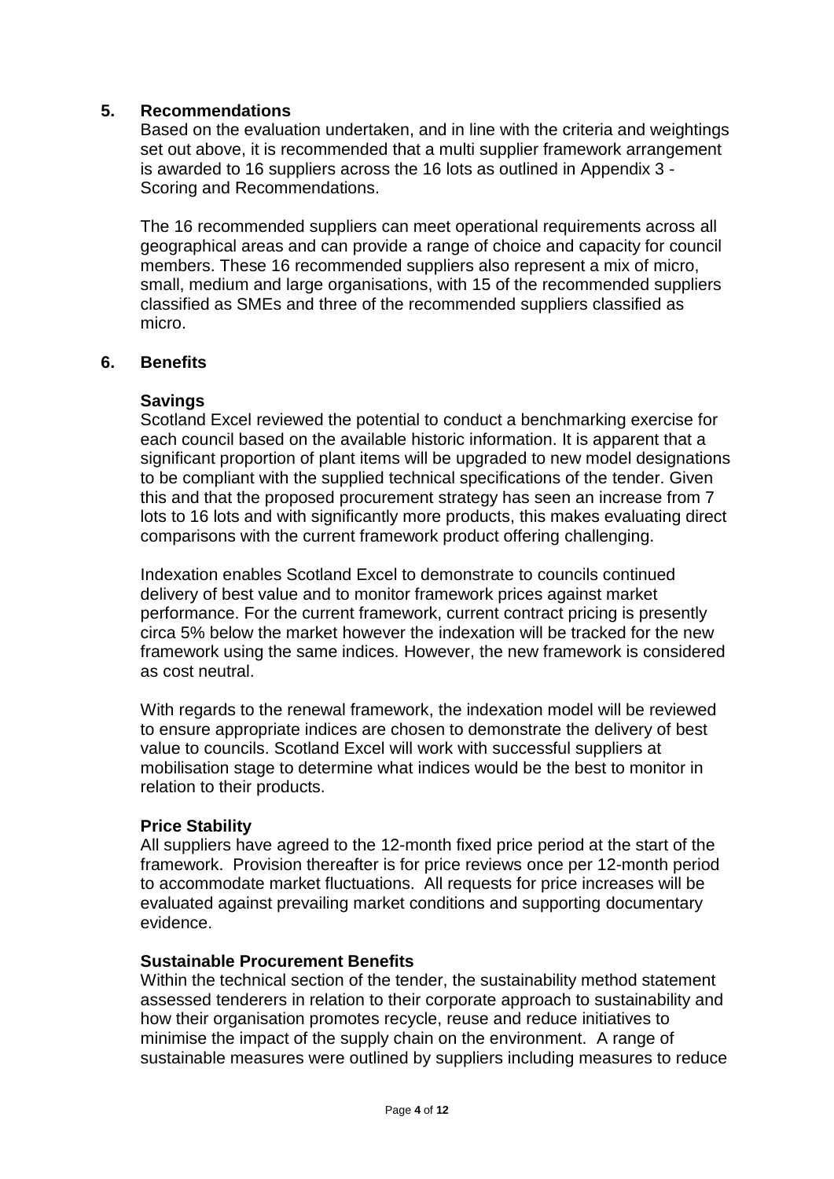## 5. Recommendations

Based on the evaluation undertaken, and in line with the criteria and weightings set out above, it is recommended that a multi supplier framework arrangement is awarded to 16 suppliers across the 16 lots as outlined in Appendix 3 - Scoring and Recommendations.

The 16 recommended suppliers can meet operational requirements across all geographical areas and can provide a range of choice and capacity for council members. These 16 recommended suppliers also represent a mix of micro, small, medium and large organisations, with 15 of the recommended suppliers classified as SMEs and three of the recommended suppliers classified as micro.

## 6. Benefits

### Savings

Scotland Excel reviewed the potential to conduct a benchmarking exercise for each council based on the available historic information. It is apparent that a significant proportion of plant items will be upgraded to new model designations to be compliant with the supplied technical specifications of the tender. Given this and that the proposed procurement strategy has seen an increase from 7 lots to 16 lots and with significantly more products, this makes evaluating direct comparisons with the current framework product offering challenging.

Indexation enables Scotland Excel to demonstrate to councils continued delivery of best value and to monitor framework prices against market performance. For the current framework, current contract pricing is presently circa 5% below the market however the indexation will be tracked for the new framework using the same indices. However, the new framework is considered as cost neutral.

With regards to the renewal framework, the indexation model will be reviewed to ensure appropriate indices are chosen to demonstrate the delivery of best value to councils. Scotland Excel will work with successful suppliers at mobilisation stage to determine what indices would be the best to monitor in relation to their products.

### Price Stability

All suppliers have agreed to the 12-month fixed price period at the start of the framework. Provision thereafter is for price reviews once per 12-month period to accommodate market fluctuations. All requests for price increases will be evaluated against prevailing market conditions and supporting documentary evidence.

### Sustainable Procurement Benefits

Within the technical section of the tender, the sustainability method statement assessed tenderers in relation to their corporate approach to sustainability and how their organisation promotes recycle, reuse and reduce initiatives to minimise the impact of the supply chain on the environment. A range of sustainable measures were outlined by suppliers including measures to reduce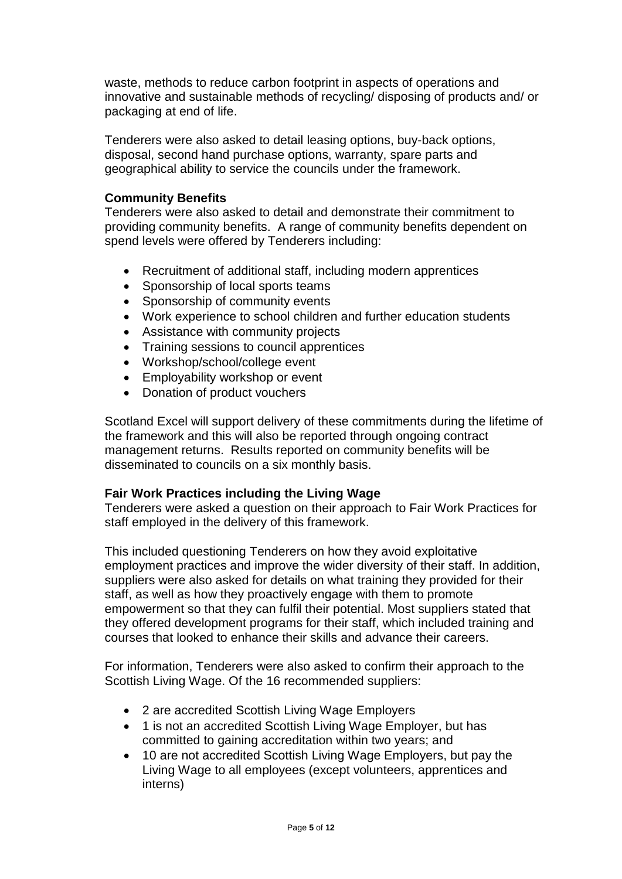waste, methods to reduce carbon footprint in aspects of operations and innovative and sustainable methods of recycling/ disposing of products and/ or packaging at end of life.

Tenderers were also asked to detail leasing options, buy-back options, disposal, second hand purchase options, warranty, spare parts and geographical ability to service the councils under the framework.

**Community Benefits**
Tenderers were also asked to detail and demonstrate their commitment to providing community benefits. A range of community benefits dependent on spend levels were offered by Tenderers including:

- Recruitment of additional staff, including modern apprentices
- Sponsorship of local sports teams
- Sponsorship of community events
- Work experience to school children and further education students
- Assistance with community projects
- Training sessions to council apprentices
- Workshop/school/college event
- Employability workshop or event
- Donation of product vouchers

Scotland Excel will support delivery of these commitments during the lifetime of the framework and this will also be reported through ongoing contract management returns. Results reported on community benefits will be disseminated to councils on a six monthly basis.

**Fair Work Practices including the Living Wage**
Tenderers were asked a question on their approach to Fair Work Practices for staff employed in the delivery of this framework.

This included questioning Tenderers on how they avoid exploitative employment practices and improve the wider diversity of their staff. In addition, suppliers were also asked for details on what training they provided for their staff, as well as how they proactively engage with them to promote empowerment so that they can fulfil their potential. Most suppliers stated that they offered development programs for their staff, which included training and courses that looked to enhance their skills and advance their careers.

For information, Tenderers were also asked to confirm their approach to the Scottish Living Wage. Of the 16 recommended suppliers:

- 2 are accredited Scottish Living Wage Employers
- 1 is not an accredited Scottish Living Wage Employer, but has committed to gaining accreditation within two years; and
- 10 are not accredited Scottish Living Wage Employers, but pay the Living Wage to all employees (except volunteers, apprentices and interns)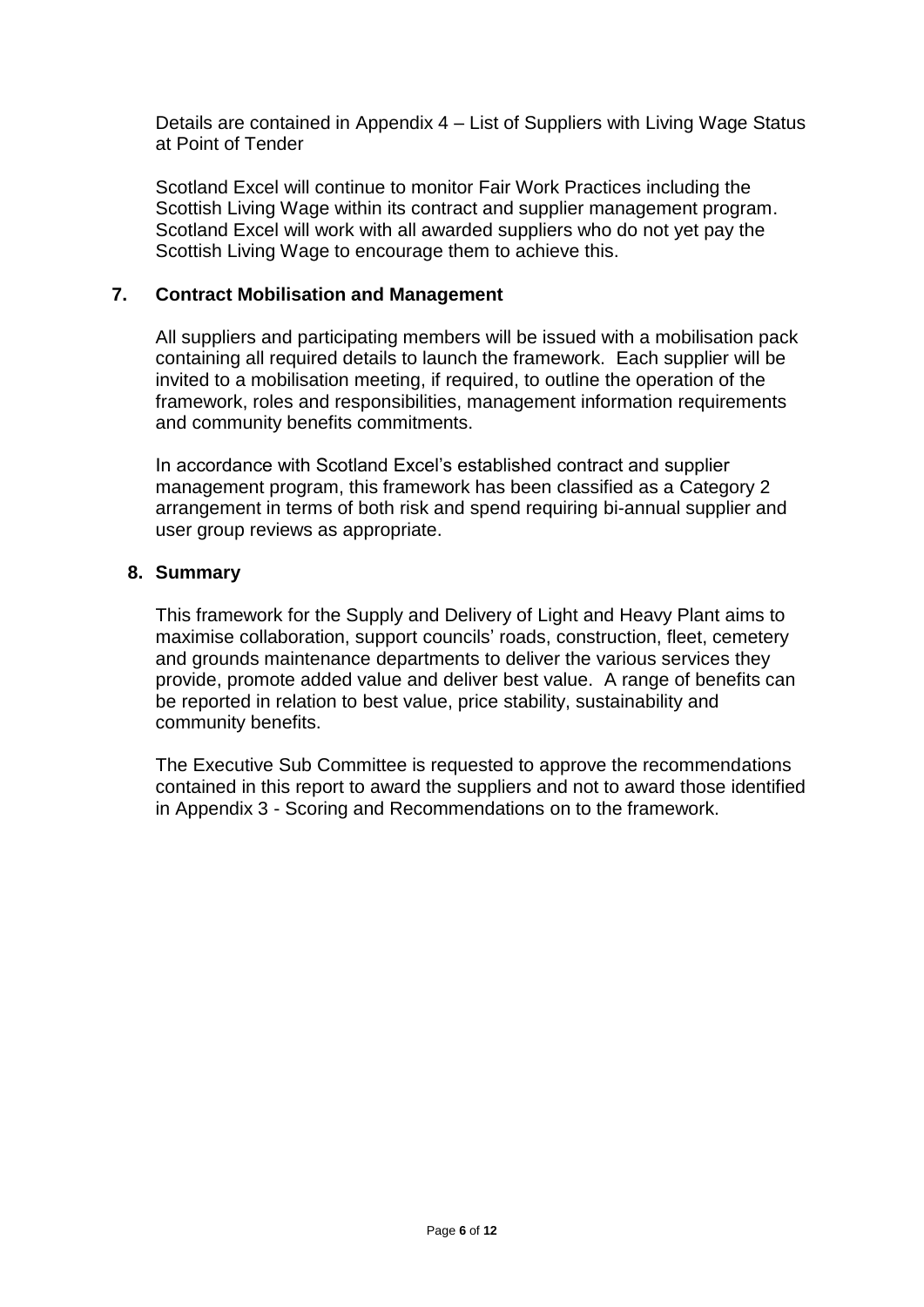Details are contained in Appendix 4 – List of Suppliers with Living Wage Status at Point of Tender

Scotland Excel will continue to monitor Fair Work Practices including the Scottish Living Wage within its contract and supplier management program. Scotland Excel will work with all awarded suppliers who do not yet pay the Scottish Living Wage to encourage them to achieve this.

## 7. Contract Mobilisation and Management

All suppliers and participating members will be issued with a mobilisation pack containing all required details to launch the framework. Each supplier will be invited to a mobilisation meeting, if required, to outline the operation of the framework, roles and responsibilities, management information requirements and community benefits commitments.

In accordance with Scotland Excel's established contract and supplier management program, this framework has been classified as a Category 2 arrangement in terms of both risk and spend requiring bi-annual supplier and user group reviews as appropriate.

## 8. Summary

This framework for the Supply and Delivery of Light and Heavy Plant aims to maximise collaboration, support councils' roads, construction, fleet, cemetery and grounds maintenance departments to deliver the various services they provide, promote added value and deliver best value. A range of benefits can be reported in relation to best value, price stability, sustainability and community benefits.

The Executive Sub Committee is requested to approve the recommendations contained in this report to award the suppliers and not to award those identified in Appendix 3 - Scoring and Recommendations on to the framework.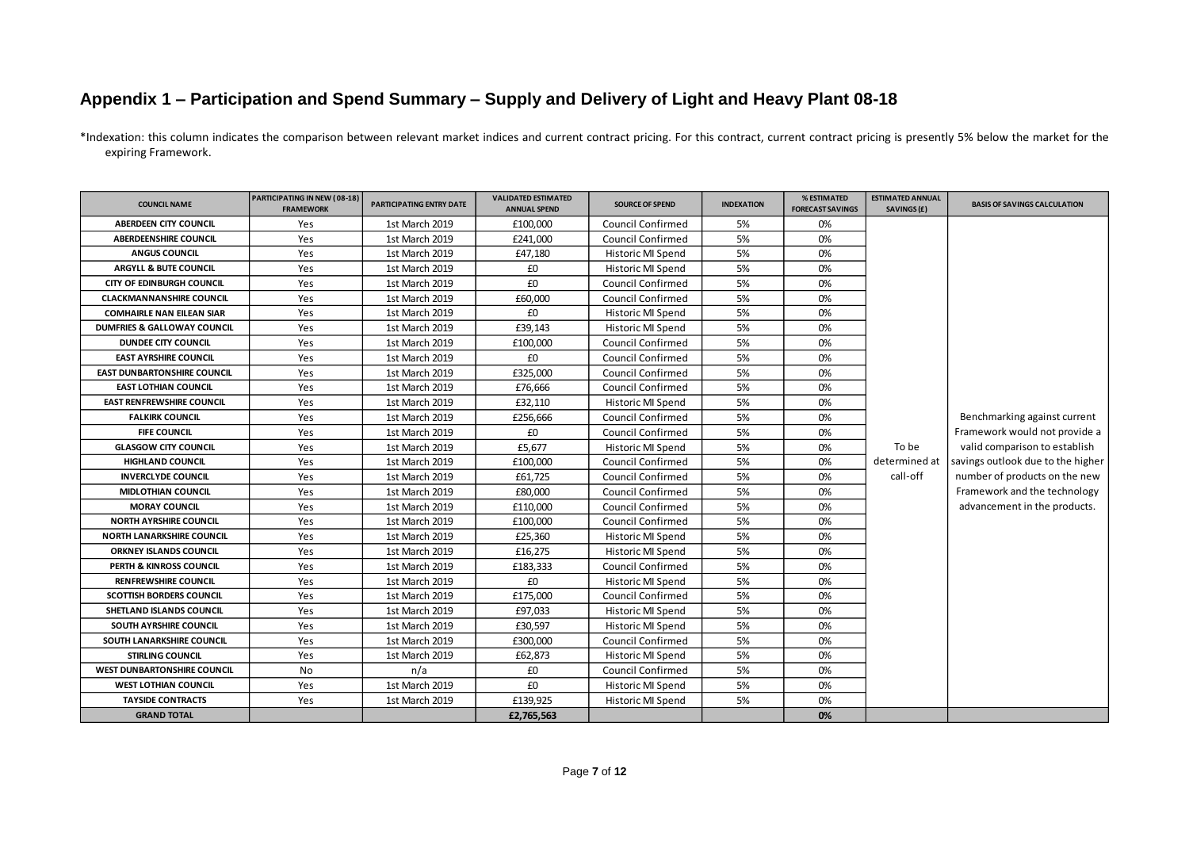## Appendix 1 – Participation and Spend Summary – Supply and Delivery of Light and Heavy Plant 08-18

*Indexation: this column indicates the comparison between relevant market indices and current contract pricing. For this contract, current contract pricing is presently 5% below the market for the expiring Framework.

| COUNCIL NAME | PARTICIPATING IN NEW (08-18) FRAMEWORK | PARTICIPATING ENTRY DATE | VALIDATED ESTIMATED ANNUAL SPEND | SOURCE OF SPEND | INDEXATION | % ESTIMATED FORECAST SAVINGS | ESTIMATED ANNUAL SAVINGS (£) | BASIS OF SAVINGS CALCULATION |
|---|---|---|---|---|---|---|---|---|
| ABERDEEN CITY COUNCIL | Yes | 1st March 2019 | £100,000 | Council Confirmed | 5% | 0% | To be determined at call-off | Benchmarking against current Framework would not provide a valid comparison to establish savings outlook due to the higher number of products on the new Framework and the technology advancement in the products. |
| ABERDEENSHIRE COUNCIL | Yes | 1st March 2019 | £241,000 | Council Confirmed | 5% | 0% | | |
| ANGUS COUNCIL | Yes | 1st March 2019 | £47,180 | Historic MI Spend | 5% | 0% | | |
| ARGYLL & BUTE COUNCIL | Yes | 1st March 2019 | £0 | Historic MI Spend | 5% | 0% | | |
| CITY OF EDINBURGH COUNCIL | Yes | 1st March 2019 | £0 | Council Confirmed | 5% | 0% | | |
| CLACKMANNANSHIRE COUNCIL | Yes | 1st March 2019 | £60,000 | Council Confirmed | 5% | 0% | | |
| COMHAIRLE NAN EILEAN SIAR | Yes | 1st March 2019 | £0 | Historic MI Spend | 5% | 0% | | |
| DUMFRIES & GALLOWAY COUNCIL | Yes | 1st March 2019 | £39,143 | Historic MI Spend | 5% | 0% | | |
| DUNDEE CITY COUNCIL | Yes | 1st March 2019 | £100,000 | Council Confirmed | 5% | 0% | | |
| EAST AYRSHIRE COUNCIL | Yes | 1st March 2019 | £0 | Council Confirmed | 5% | 0% | | |
| EAST DUNBARTONSHIRE COUNCIL | Yes | 1st March 2019 | £325,000 | Council Confirmed | 5% | 0% | | |
| EAST LOTHIAN COUNCIL | Yes | 1st March 2019 | £76,666 | Council Confirmed | 5% | 0% | | |
| EAST RENFREWSHIRE COUNCIL | Yes | 1st March 2019 | £32,110 | Historic MI Spend | 5% | 0% | | |
| FALKIRK COUNCIL | Yes | 1st March 2019 | £256,666 | Council Confirmed | 5% | 0% | | |
| FIFE COUNCIL | Yes | 1st March 2019 | £0 | Council Confirmed | 5% | 0% | | |
| GLASGOW CITY COUNCIL | Yes | 1st March 2019 | £5,677 | Historic MI Spend | 5% | 0% | | |
| HIGHLAND COUNCIL | Yes | 1st March 2019 | £100,000 | Council Confirmed | 5% | 0% | | |
| INVERCLYDE COUNCIL | Yes | 1st March 2019 | £61,725 | Council Confirmed | 5% | 0% | | |
| MIDLOTHIAN COUNCIL | Yes | 1st March 2019 | £80,000 | Council Confirmed | 5% | 0% | | |
| MORAY COUNCIL | Yes | 1st March 2019 | £110,000 | Council Confirmed | 5% | 0% | | |
| NORTH AYRSHIRE COUNCIL | Yes | 1st March 2019 | £100,000 | Council Confirmed | 5% | 0% | | |
| NORTH LANARKSHIRE COUNCIL | Yes | 1st March 2019 | £25,360 | Historic MI Spend | 5% | 0% | | |
| ORKNEY ISLANDS COUNCIL | Yes | 1st March 2019 | £16,275 | Historic MI Spend | 5% | 0% | | |
| PERTH & KINROSS COUNCIL | Yes | 1st March 2019 | £183,333 | Council Confirmed | 5% | 0% | | |
| RENFREWSHIRE COUNCIL | Yes | 1st March 2019 | £0 | Historic MI Spend | 5% | 0% | | |
| SCOTTISH BORDERS COUNCIL | Yes | 1st March 2019 | £175,000 | Council Confirmed | 5% | 0% | | |
| SHETLAND ISLANDS COUNCIL | Yes | 1st March 2019 | £97,033 | Historic MI Spend | 5% | 0% | | |
| SOUTH AYRSHIRE COUNCIL | Yes | 1st March 2019 | £30,597 | Historic MI Spend | 5% | 0% | | |
| SOUTH LANARKSHIRE COUNCIL | Yes | 1st March 2019 | £300,000 | Council Confirmed | 5% | 0% | | |
| STIRLING COUNCIL | Yes | 1st March 2019 | £62,873 | Historic MI Spend | 5% | 0% | | |
| WEST DUNBARTONSHIRE COUNCIL | No | n/a | £0 | Council Confirmed | 5% | 0% | | |
| WEST LOTHIAN COUNCIL | Yes | 1st March 2019 | £0 | Historic MI Spend | 5% | 0% | | |
| TAYSIDE CONTRACTS | Yes | 1st March 2019 | £139,925 | Historic MI Spend | 5% | 0% | | |
| **GRAND TOTAL** | | | **£2,765,563** | | | **0%** | | |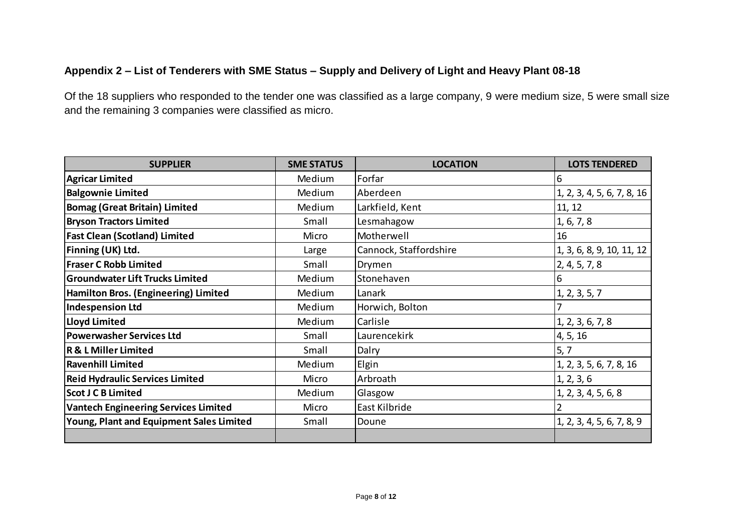## Appendix 2 – List of Tenderers with SME Status – Supply and Delivery of Light and Heavy Plant 08-18

Of the 18 suppliers who responded to the tender one was classified as a large company, 9 were medium size, 5 were small size and the remaining 3 companies were classified as micro.

| SUPPLIER | SME STATUS | LOCATION | LOTS TENDERED |
|---|---|---|---|
| **Agricar Limited** | Medium | Forfar | 6 |
| **Balgownie Limited** | Medium | Aberdeen | 1, 2, 3, 4, 5, 6, 7, 8, 16 |
| **Bomag (Great Britain) Limited** | Medium | Larkfield, Kent | 11, 12 |
| **Bryson Tractors Limited** | Small | Lesmahagow | 1, 6, 7, 8 |
| **Fast Clean (Scotland) Limited** | Micro | Motherwell | 16 |
| **Finning (UK) Ltd.** | Large | Cannock, Staffordshire | 1, 3, 6, 8, 9, 10, 11, 12 |
| **Fraser C Robb Limited** | Small | Drymen | 2, 4, 5, 7, 8 |
| **Groundwater Lift Trucks Limited** | Medium | Stonehaven | 6 |
| **Hamilton Bros. (Engineering) Limited** | Medium | Lanark | 1, 2, 3, 5, 7 |
| **Indespension Ltd** | Medium | Horwich, Bolton | 7 |
| **Lloyd Limited** | Medium | Carlisle | 1, 2, 3, 6, 7, 8 |
| **Powerwasher Services Ltd** | Small | Laurencekirk | 4, 5, 16 |
| **R & L Miller Limited** | Small | Dalry | 5, 7 |
| **Ravenhill Limited** | Medium | Elgin | 1, 2, 3, 5, 6, 7, 8, 16 |
| **Reid Hydraulic Services Limited** | Micro | Arbroath | 1, 2, 3, 6 |
| **Scot J C B Limited** | Medium | Glasgow | 1, 2, 3, 4, 5, 6, 8 |
| **Vantech Engineering Services Limited** | Micro | East Kilbride | 2 |
| **Young, Plant and Equipment Sales Limited** | Small | Doune | 1, 2, 3, 4, 5, 6, 7, 8, 9 |
| | | | |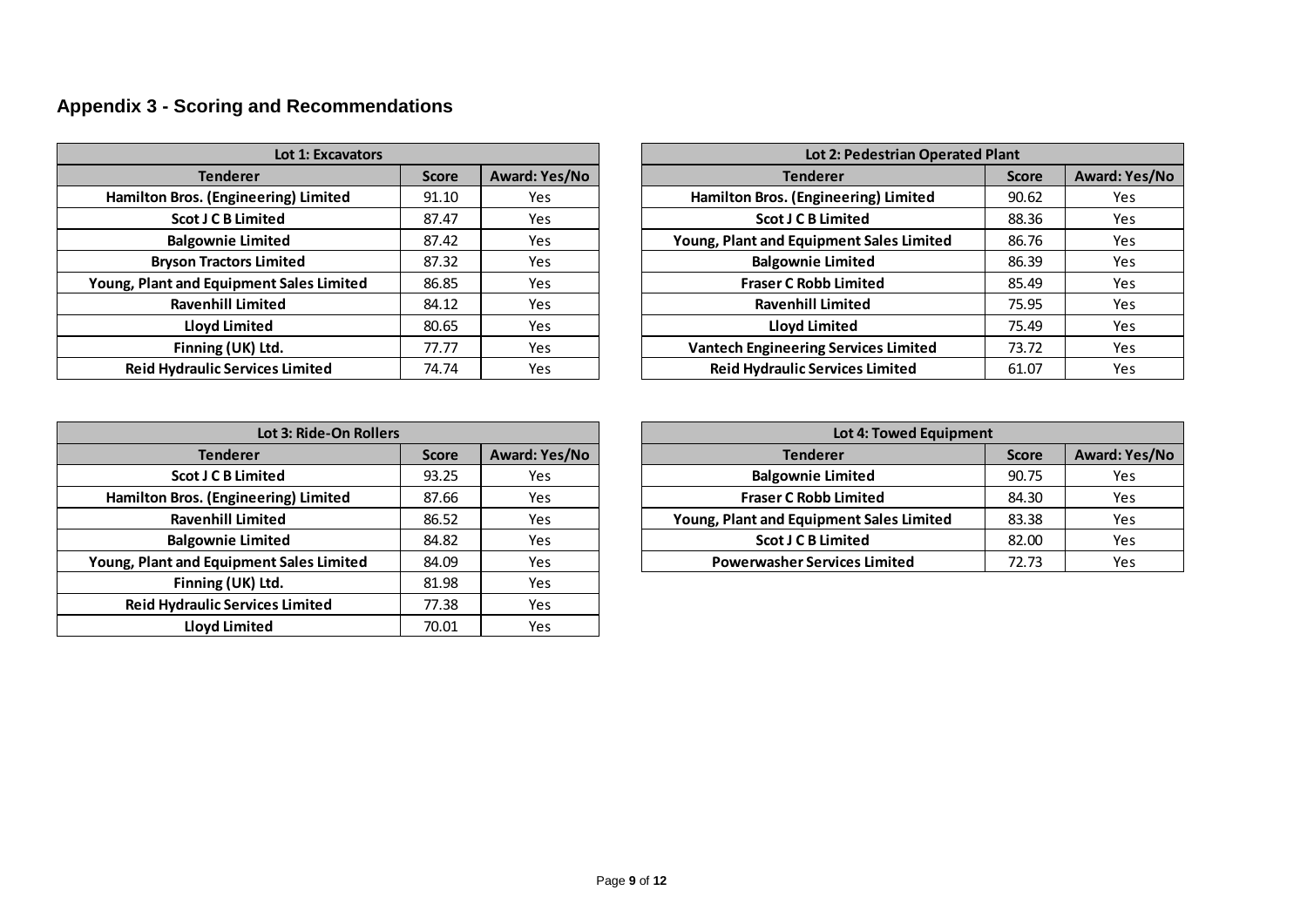## Appendix 3 - Scoring and Recommendations

| Lot 1: Excavators | | |
|---|---|---|
| **Tenderer** | **Score** | **Award: Yes/No** |
| **Hamilton Bros. (Engineering) Limited** | 91.10 | Yes |
| **Scot J C B Limited** | 87.47 | Yes |
| **Balgownie Limited** | 87.42 | Yes |
| **Bryson Tractors Limited** | 87.32 | Yes |
| **Young, Plant and Equipment Sales Limited** | 86.85 | Yes |
| **Ravenhill Limited** | 84.12 | Yes |
| **Lloyd Limited** | 80.65 | Yes |
| **Finning (UK) Ltd.** | 77.77 | Yes |
| **Reid Hydraulic Services Limited** | 74.74 | Yes |

| Lot 2: Pedestrian Operated Plant | | |
|---|---|---|
| **Tenderer** | **Score** | **Award: Yes/No** |
| **Hamilton Bros. (Engineering) Limited** | 90.62 | Yes |
| **Scot J C B Limited** | 88.36 | Yes |
| **Young, Plant and Equipment Sales Limited** | 86.76 | Yes |
| **Balgownie Limited** | 86.39 | Yes |
| **Fraser C Robb Limited** | 85.49 | Yes |
| **Ravenhill Limited** | 75.95 | Yes |
| **Lloyd Limited** | 75.49 | Yes |
| **Vantech Engineering Services Limited** | 73.72 | Yes |
| **Reid Hydraulic Services Limited** | 61.07 | Yes |

| Lot 3: Ride-On Rollers | | |
|---|---|---|
| **Tenderer** | **Score** | **Award: Yes/No** |
| **Scot J C B Limited** | 93.25 | Yes |
| **Hamilton Bros. (Engineering) Limited** | 87.66 | Yes |
| **Ravenhill Limited** | 86.52 | Yes |
| **Balgownie Limited** | 84.82 | Yes |
| **Young, Plant and Equipment Sales Limited** | 84.09 | Yes |
| **Finning (UK) Ltd.** | 81.98 | Yes |
| **Reid Hydraulic Services Limited** | 77.38 | Yes |
| **Lloyd Limited** | 70.01 | Yes |

| Lot 4: Towed Equipment | | |
|---|---|---|
| **Tenderer** | **Score** | **Award: Yes/No** |
| **Balgownie Limited** | 90.75 | Yes |
| **Fraser C Robb Limited** | 84.30 | Yes |
| **Young, Plant and Equipment Sales Limited** | 83.38 | Yes |
| **Scot J C B Limited** | 82.00 | Yes |
| **Powerwasher Services Limited** | 72.73 | Yes |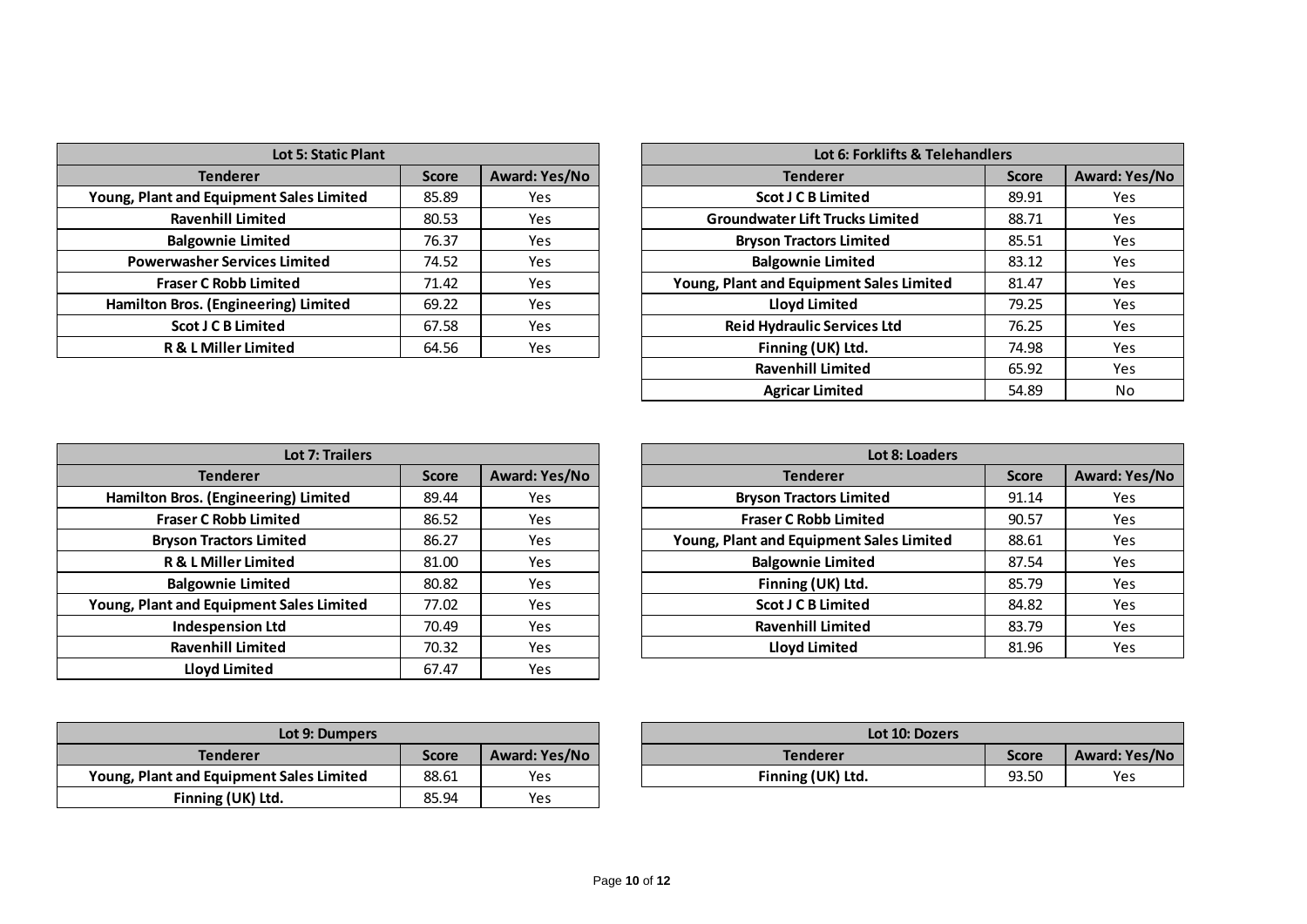| Lot 5: Static Plant | | |
|---|---|---|
| **Tenderer** | **Score** | **Award: Yes/No** |
| **Young, Plant and Equipment Sales Limited** | 85.89 | Yes |
| **Ravenhill Limited** | 80.53 | Yes |
| **Balgownie Limited** | 76.37 | Yes |
| **Powerwasher Services Limited** | 74.52 | Yes |
| **Fraser C Robb Limited** | 71.42 | Yes |
| **Hamilton Bros. (Engineering) Limited** | 69.22 | Yes |
| **Scot J C B Limited** | 67.58 | Yes |
| **R & L Miller Limited** | 64.56 | Yes |

| Lot 6: Forklifts & Telehandlers | | |
|---|---|---|
| **Tenderer** | **Score** | **Award: Yes/No** |
| **Scot J C B Limited** | 89.91 | Yes |
| **Groundwater Lift Trucks Limited** | 88.71 | Yes |
| **Bryson Tractors Limited** | 85.51 | Yes |
| **Balgownie Limited** | 83.12 | Yes |
| **Young, Plant and Equipment Sales Limited** | 81.47 | Yes |
| **Lloyd Limited** | 79.25 | Yes |
| **Reid Hydraulic Services Ltd** | 76.25 | Yes |
| **Finning (UK) Ltd.** | 74.98 | Yes |
| **Ravenhill Limited** | 65.92 | Yes |
| **Agricar Limited** | 54.89 | No |

| Lot 7: Trailers | | |
|---|---|---|
| **Tenderer** | **Score** | **Award: Yes/No** |
| **Hamilton Bros. (Engineering) Limited** | 89.44 | Yes |
| **Fraser C Robb Limited** | 86.52 | Yes |
| **Bryson Tractors Limited** | 86.27 | Yes |
| **R & L Miller Limited** | 81.00 | Yes |
| **Balgownie Limited** | 80.82 | Yes |
| **Young, Plant and Equipment Sales Limited** | 77.02 | Yes |
| **Indespension Ltd** | 70.49 | Yes |
| **Ravenhill Limited** | 70.32 | Yes |
| **Lloyd Limited** | 67.47 | Yes |

| Lot 8: Loaders | | |
|---|---|---|
| **Tenderer** | **Score** | **Award: Yes/No** |
| **Bryson Tractors Limited** | 91.14 | Yes |
| **Fraser C Robb Limited** | 90.57 | Yes |
| **Young, Plant and Equipment Sales Limited** | 88.61 | Yes |
| **Balgownie Limited** | 87.54 | Yes |
| **Finning (UK) Ltd.** | 85.79 | Yes |
| **Scot J C B Limited** | 84.82 | Yes |
| **Ravenhill Limited** | 83.79 | Yes |
| **Lloyd Limited** | 81.96 | Yes |

| Lot 9: Dumpers | | |
|---|---|---|
| **Tenderer** | **Score** | **Award: Yes/No** |
| **Young, Plant and Equipment Sales Limited** | 88.61 | Yes |
| **Finning (UK) Ltd.** | 85.94 | Yes |

| Lot 10: Dozers | | |
|---|---|---|
| **Tenderer** | **Score** | **Award: Yes/No** |
| **Finning (UK) Ltd.** | 93.50 | Yes |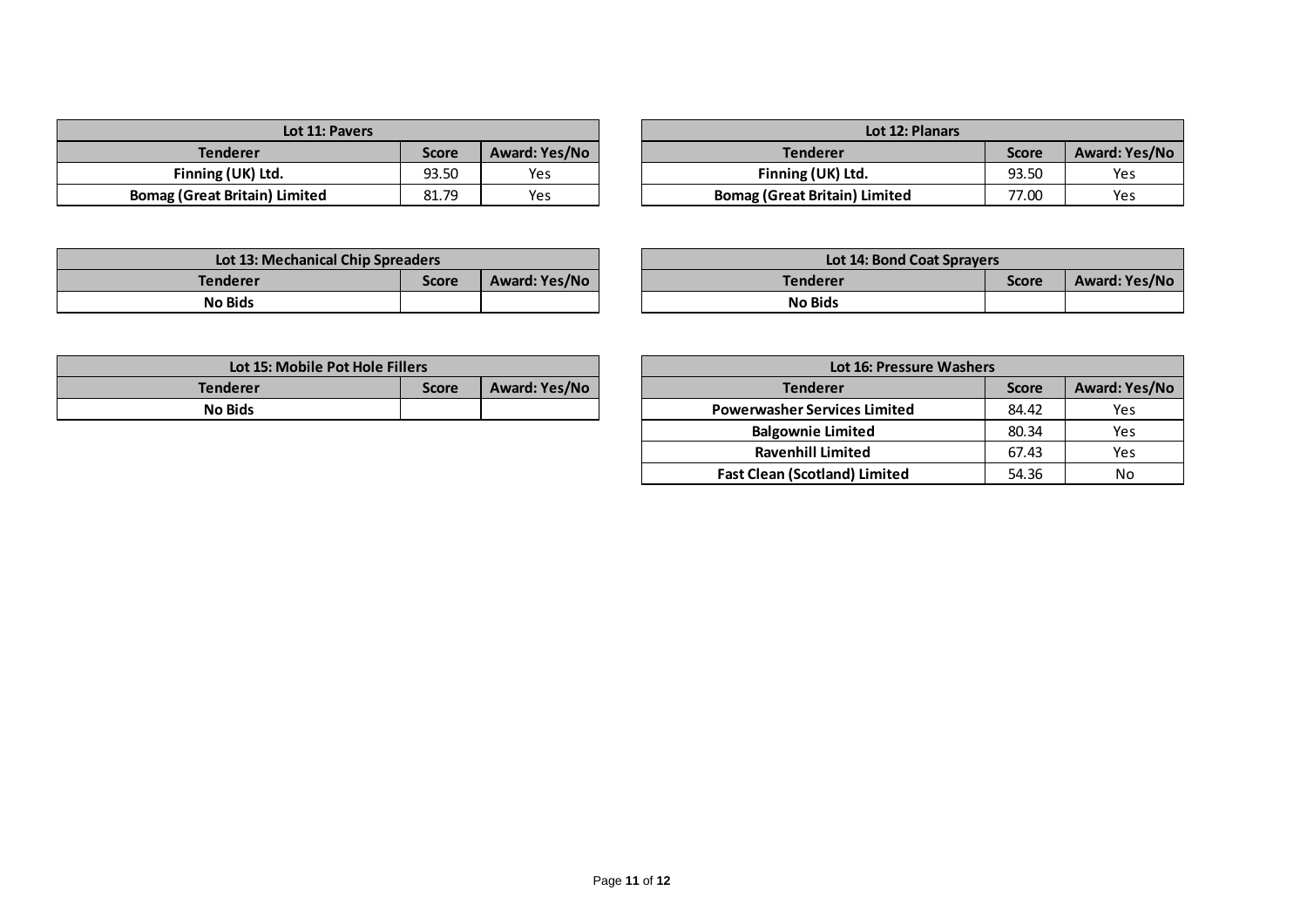| Lot 11: Pavers | | |
|---|---|---|
| **Tenderer** | **Score** | **Award: Yes/No** |
| **Finning (UK) Ltd.** | 93.50 | Yes |
| **Bomag (Great Britain) Limited** | 81.79 | Yes |

| Lot 12: Planars | | |
|---|---|---|
| **Tenderer** | **Score** | **Award: Yes/No** |
| **Finning (UK) Ltd.** | 93.50 | Yes |
| **Bomag (Great Britain) Limited** | 77.00 | Yes |

| Lot 13: Mechanical Chip Spreaders | | |
|---|---|---|
| **Tenderer** | **Score** | **Award: Yes/No** |
| **No Bids** | | |

| Lot 14: Bond Coat Sprayers | | |
|---|---|---|
| **Tenderer** | **Score** | **Award: Yes/No** |
| **No Bids** | | |

| Lot 15: Mobile Pot Hole Fillers | | |
|---|---|---|
| **Tenderer** | **Score** | **Award: Yes/No** |
| **No Bids** | | |

| Lot 16: Pressure Washers | | |
|---|---|---|
| **Tenderer** | **Score** | **Award: Yes/No** |
| **Powerwasher Services Limited** | 84.42 | Yes |
| **Balgownie Limited** | 80.34 | Yes |
| **Ravenhill Limited** | 67.43 | Yes |
| **Fast Clean (Scotland) Limited** | 54.36 | No |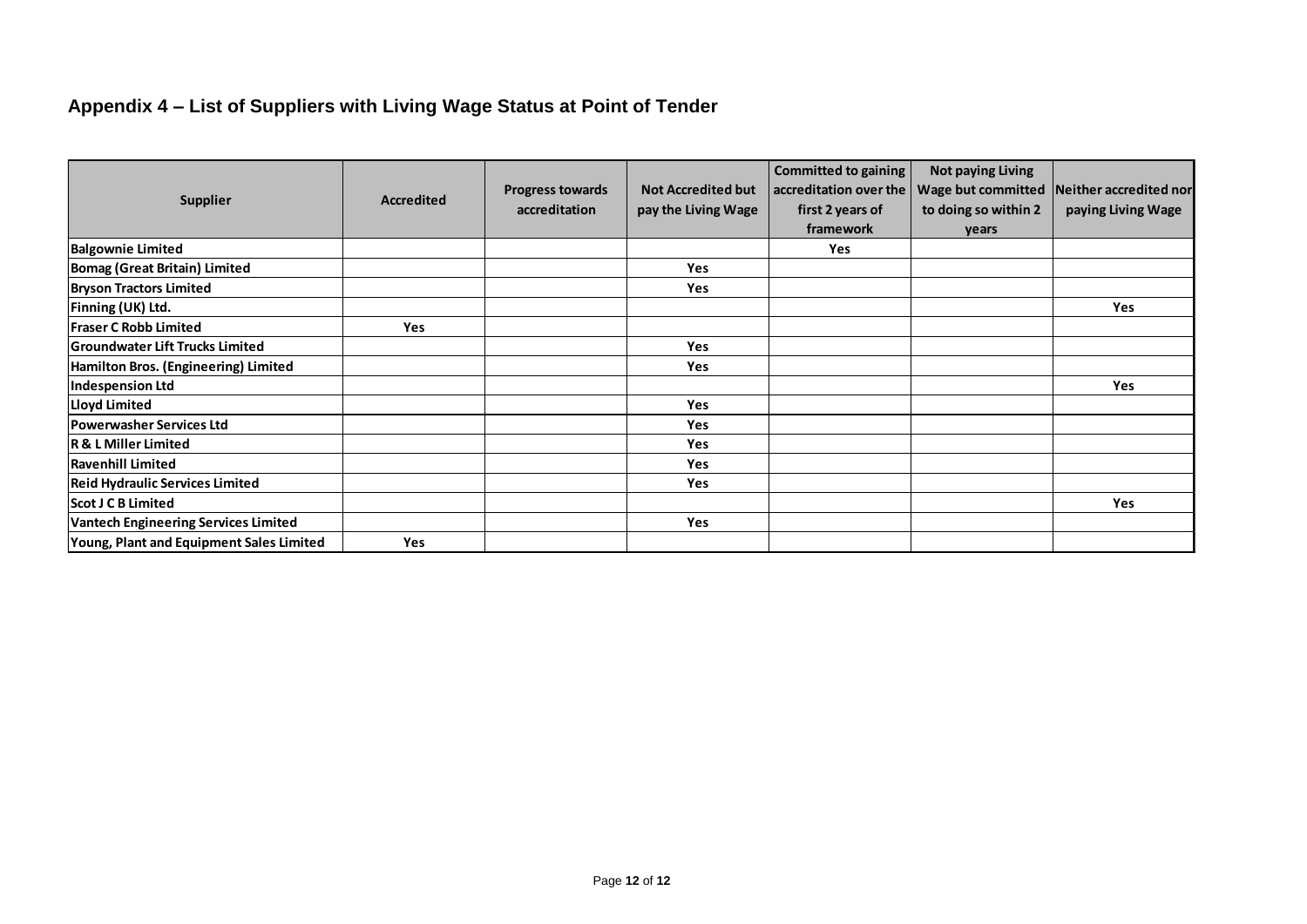## Appendix 4 – List of Suppliers with Living Wage Status at Point of Tender

| Supplier | Accredited | Progress towards accreditation | Not Accredited but pay the Living Wage | Committed to gaining accreditation over the first 2 years of framework | Not paying Living Wage but committed to doing so within 2 years | Neither accredited nor paying Living Wage |
|---|---|---|---|---|---|---|
| Balgownie Limited | | | | Yes | | |
| Bomag (Great Britain) Limited | | | Yes | | | |
| Bryson Tractors Limited | | | Yes | | | |
| Finning (UK) Ltd. | | | | | | Yes |
| Fraser C Robb Limited | Yes | | | | | |
| Groundwater Lift Trucks Limited | | | Yes | | | |
| Hamilton Bros. (Engineering) Limited | | | Yes | | | |
| Indespension Ltd | | | | | | Yes |
| Lloyd Limited | | | Yes | | | |
| Powerwasher Services Ltd | | | Yes | | | |
| R & L Miller Limited | | | Yes | | | |
| Ravenhill Limited | | | Yes | | | |
| Reid Hydraulic Services Limited | | | Yes | | | |
| Scot J C B Limited | | | | | | Yes |
| Vantech Engineering Services Limited | | | Yes | | | |
| Young, Plant and Equipment Sales Limited | Yes | | | | | |